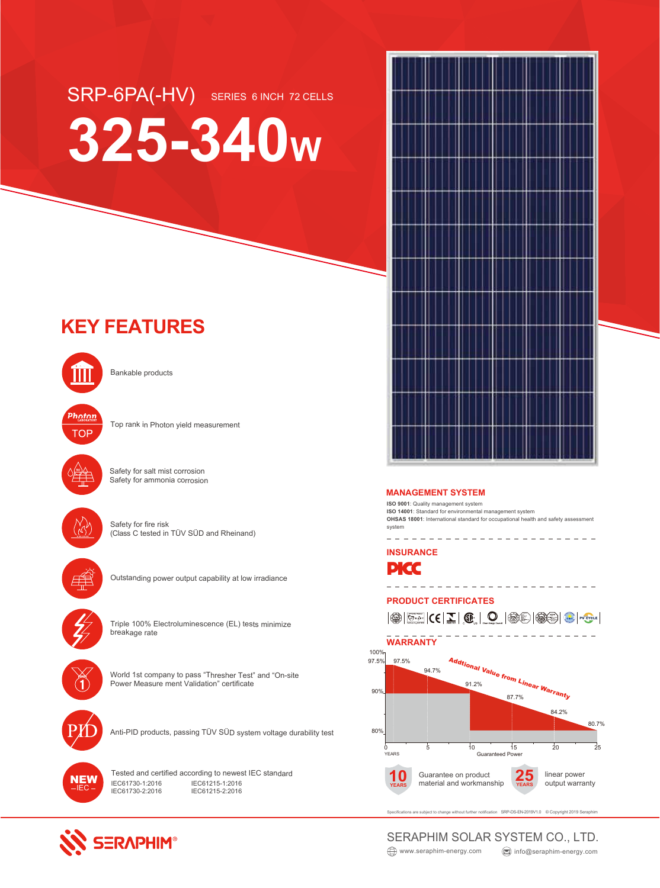# SRP-6PA(-HV) SERIES 6 INCH 72 CELLS

# 325-340W

## KEY FEATURES

- Bankable products
- Top rank in Photon yield measurement
- Safety for salt mist corrosion
  Safety for ammonia corrosion
- Safety for fire risk
  (Class C tested in TÜV SÜD and Rheinand)
- Outstanding power output capability at low irradiance
- Triple 100% Electroluminescence (EL) tests minimize breakage rate
- World 1st company to pass "Thresher Test" and "On-site Power Measure ment Validation" certificate
- Anti-PID products, passing TÜV SÜD system voltage durability test
- Tested and certified according to newest IEC standard
  IEC61730-1:2016 IEC61215-1:2016
  IEC61730-2:2016 IEC61215-2:2016

## MANAGEMENT SYSTEM

**ISO 9001**: Quality management system
**ISO 14001**: Standard for environmental management system
**OHSAS 18001**: International standard for occupational health and safety assessment system

## INSURANCE

PICC

## PRODUCT CERTIFICATES

## WARRANTY

Addtional Value from Linear Warranty

| Years | 0 | 5 | 10 | 15 | 20 | 25 |
|---|---|---|---|---|---|---|
| Guaranteed Power | 97.5% | 94.7% | 91.2% | 87.7% | 84.2% | 80.7% |

10 YEARS Guarantee on product material and workmanship

25 YEARS linear power output warranty

Specifications are subject to change without further notification SRP-DS-EN-2019V1.0 © Copyright 2019 Seraphim

SERAPHIM

SERAPHIM SOLAR SYSTEM CO., LTD.
www.seraphim-energy.com info@seraphim-energy.com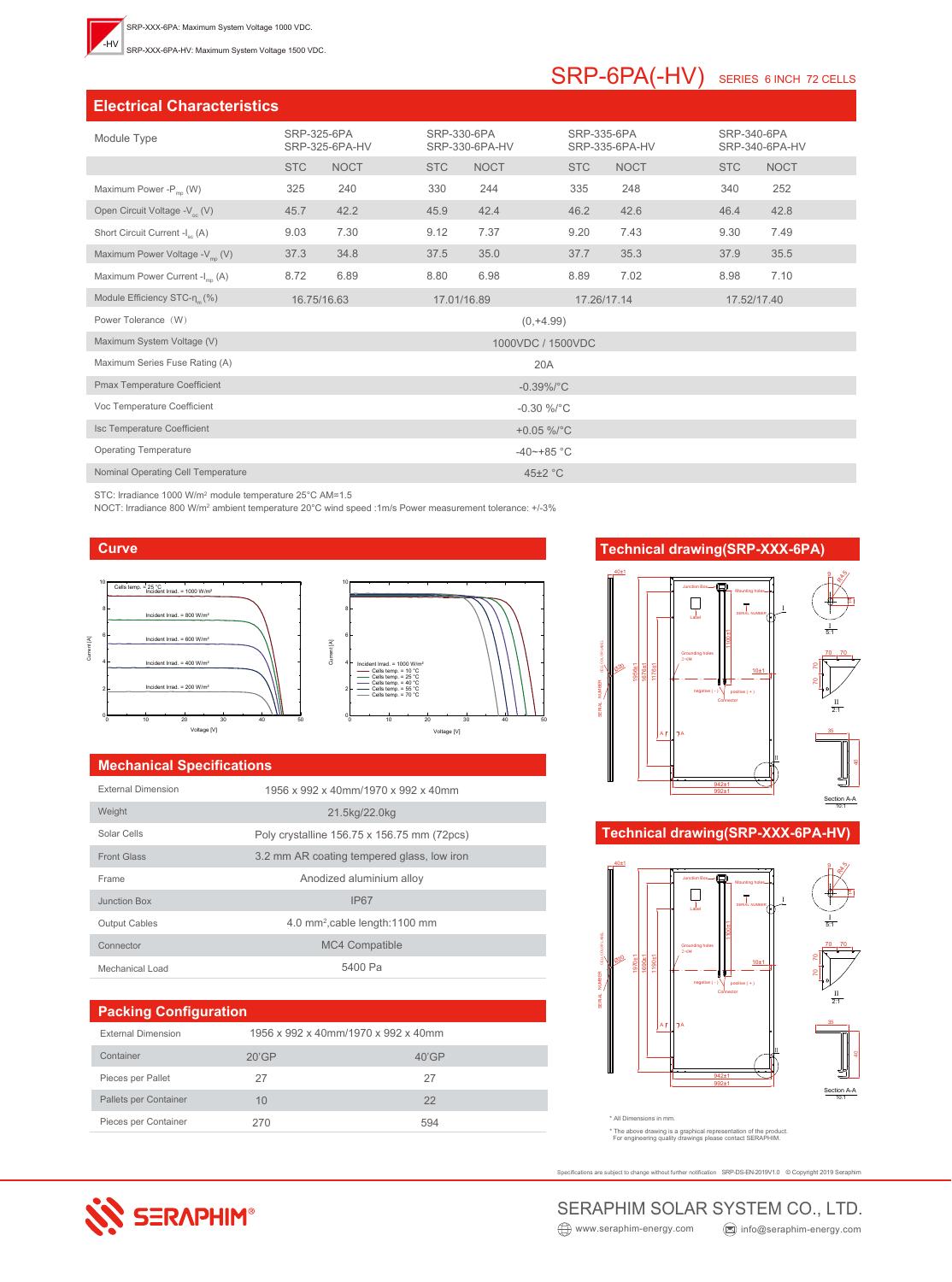SRP-XXX-6PA: Maximum System Voltage 1000 VDC.

SRP-XXX-6PA-HV: Maximum System Voltage 1500 VDC.

# SRP-6PA(-HV) SERIES 6 INCH 72 CELLS

## Electrical Characteristics

| Module Type | SRP-325-6PA SRP-325-6PA-HV | | SRP-330-6PA SRP-330-6PA-HV | | SRP-335-6PA SRP-335-6PA-HV | | SRP-340-6PA SRP-340-6PA-HV | |
|---|---|---|---|---|---|---|---|---|
| | STC | NOCT | STC | NOCT | STC | NOCT | STC | NOCT |
| Maximum Power -$P_{mp}$ (W) | 325 | 240 | 330 | 244 | 335 | 248 | 340 | 252 |
| Open Circuit Voltage -$V_{oc}$ (V) | 45.7 | 42.2 | 45.9 | 42.4 | 46.2 | 42.6 | 46.4 | 42.8 |
| Short Circuit Current -$I_{sc}$ (A) | 9.03 | 7.30 | 9.12 | 7.37 | 9.20 | 7.43 | 9.30 | 7.49 |
| Maximum Power Voltage -$V_{mp}$ (V) | 37.3 | 34.8 | 37.5 | 35.0 | 37.7 | 35.3 | 37.9 | 35.5 |
| Maximum Power Current -$I_{mp}$ (A) | 8.72 | 6.89 | 8.80 | 6.98 | 8.89 | 7.02 | 8.98 | 7.10 |
| Module Efficiency STC-$\eta_m$ (%) | 16.75/16.63 | | 17.01/16.89 | | 17.26/17.14 | | 17.52/17.40 | |
| Power Tolerance（W） | (0,+4.99) | | | | | | | |
| Maximum System Voltage (V) | 1000VDC / 1500VDC | | | | | | | |
| Maximum Series Fuse Rating (A) | 20A | | | | | | | |
| Pmax Temperature Coefficient | -0.39%/°C | | | | | | | |
| Voc Temperature Coefficient | -0.30 %/°C | | | | | | | |
| Isc Temperature Coefficient | +0.05 %/°C | | | | | | | |
| Operating Temperature | -40~+85 °C | | | | | | | |
| Nominal Operating Cell Temperature | 45±2 °C | | | | | | | |

STC: Irradiance 1000 W/m² module temperature 25°C AM=1.5

NOCT: Irradiance 800 W/m² ambient temperature 20°C wind speed :1m/s Power measurement tolerance: +/-3%

## Curve

Cells temp. = 25 °C
Incident Irrad. = 1000 W/m²
Incident Irrad. = 800 W/m²
Incident Irrad. = 600 W/m²
Incident Irrad. = 400 W/m²
Incident Irrad. = 200 W/m²
Current [A]
Voltage [V]

Incident Irrad. = 1000 W/m²
Cells temp. = 10 °C
Cells temp. = 25 °C
Cells temp. = 40 °C
Cells temp. = 55 °C
Cells temp. = 70 °C
Current [A]
Voltage [V]

## Mechanical Specifications

| | |
|---|---|
| External Dimension | 1956 x 992 x 40mm/1970 x 992 x 40mm |
| Weight | 21.5kg/22.0kg |
| Solar Cells | Poly crystalline 156.75 x 156.75 mm (72pcs) |
| Front Glass | 3.2 mm AR coating tempered glass, low iron |
| Frame | Anodized aluminium alloy |
| Junction Box | IP67 |
| Output Cables | 4.0 mm²,cable length:1100 mm |
| Connector | MC4 Compatible |
| Mechanical Load | 5400 Pa |

## Packing Configuration

| External Dimension | 1956 x 992 x 40mm/1970 x 992 x 40mm | |
|---|---|---|
| Container | 20'GP | 40'GP |
| Pieces per Pallet | 27 | 27 |
| Pallets per Container | 10 | 22 |
| Pieces per Container | 270 | 594 |

## Technical drawing(SRP-XXX-6PA)

## Technical drawing(SRP-XXX-6PA-HV)

* All Dimensions in mm.

* The above drawing is a graphical representation of the product. For engineering quality drawings please contact SERAPHIM.

Specifications are subject to change without further notification SRP-DS-EN-2019V1.0 © Copyright 2019 Seraphim

SERAPHIM SOLAR SYSTEM CO., LTD.

www.seraphim-energy.com info@seraphim-energy.com